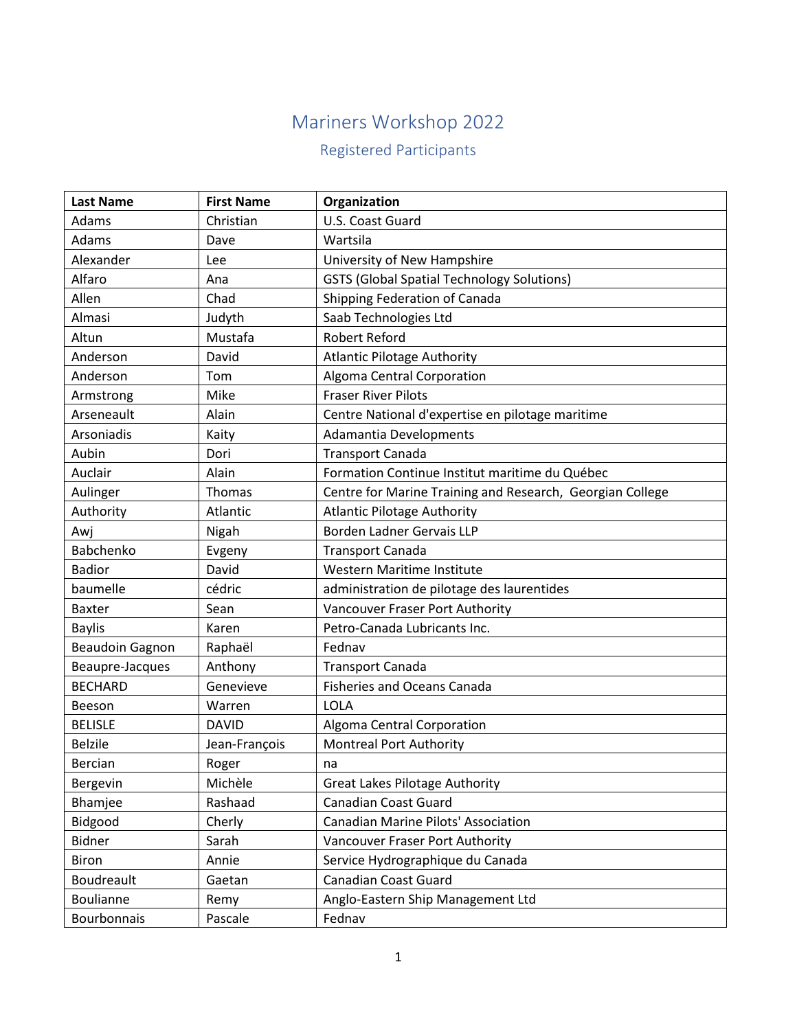# Mariners Workshop 2022

## Registered Participants

| Last Name | First Name | Organization |
| --- | --- | --- |
| Adams | Christian | U.S. Coast Guard |
| Adams | Dave | Wartsila |
| Alexander | Lee | University of New Hampshire |
| Alfaro | Ana | GSTS (Global Spatial Technology Solutions) |
| Allen | Chad | Shipping Federation of Canada |
| Almasi | Judyth | Saab Technologies Ltd |
| Altun | Mustafa | Robert Reford |
| Anderson | David | Atlantic Pilotage Authority |
| Anderson | Tom | Algoma Central Corporation |
| Armstrong | Mike | Fraser River Pilots |
| Arseneault | Alain | Centre National d'expertise en pilotage maritime |
| Arsoniadis | Kaity | Adamantia Developments |
| Aubin | Dori | Transport Canada |
| Auclair | Alain | Formation Continue Institut maritime du Québec |
| Aulinger | Thomas | Centre for Marine Training and Research, Georgian College |
| Authority | Atlantic | Atlantic Pilotage Authority |
| Awj | Nigah | Borden Ladner Gervais LLP |
| Babchenko | Evgeny | Transport Canada |
| Badior | David | Western Maritime Institute |
| baumelle | cédric | administration de pilotage des laurentides |
| Baxter | Sean | Vancouver Fraser Port Authority |
| Baylis | Karen | Petro-Canada Lubricants Inc. |
| Beaudoin Gagnon | Raphaël | Fednav |
| Beaupre-Jacques | Anthony | Transport Canada |
| BECHARD | Genevieve | Fisheries and Oceans Canada |
| Beeson | Warren | LOLA |
| BELISLE | DAVID | Algoma Central Corporation |
| Belzile | Jean-François | Montreal Port Authority |
| Bercian | Roger | na |
| Bergevin | Michèle | Great Lakes Pilotage Authority |
| Bhamjee | Rashaad | Canadian Coast Guard |
| Bidgood | Cherly | Canadian Marine Pilots' Association |
| Bidner | Sarah | Vancouver Fraser Port Authority |
| Biron | Annie | Service Hydrographique du Canada |
| Boudreault | Gaetan | Canadian Coast Guard |
| Boulianne | Remy | Anglo-Eastern Ship Management Ltd |
| Bourbonnais | Pascale | Fednav |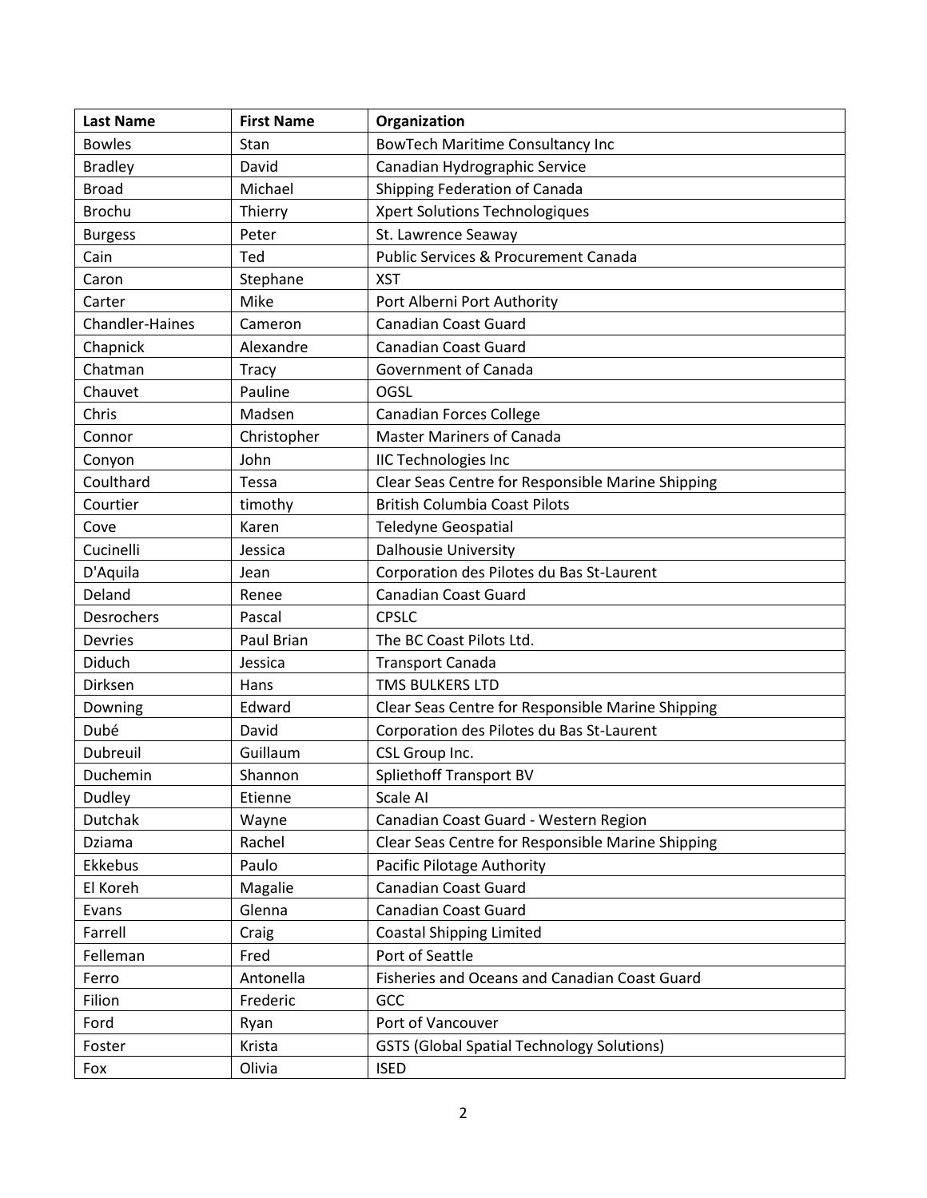| Last Name | First Name | Organization |
|---|---|---|
| Bowles | Stan | BowTech Maritime Consultancy Inc |
| Bradley | David | Canadian Hydrographic Service |
| Broad | Michael | Shipping Federation of Canada |
| Brochu | Thierry | Xpert Solutions Technologiques |
| Burgess | Peter | St. Lawrence Seaway |
| Cain | Ted | Public Services & Procurement Canada |
| Caron | Stephane | XST |
| Carter | Mike | Port Alberni Port Authority |
| Chandler-Haines | Cameron | Canadian Coast Guard |
| Chapnick | Alexandre | Canadian Coast Guard |
| Chatman | Tracy | Government of Canada |
| Chauvet | Pauline | OGSL |
| Chris | Madsen | Canadian Forces College |
| Connor | Christopher | Master Mariners of Canada |
| Conyon | John | IIC Technologies Inc |
| Coulthard | Tessa | Clear Seas Centre for Responsible Marine Shipping |
| Courtier | timothy | British Columbia Coast Pilots |
| Cove | Karen | Teledyne Geospatial |
| Cucinelli | Jessica | Dalhousie University |
| D'Aquila | Jean | Corporation des Pilotes du Bas St-Laurent |
| Deland | Renee | Canadian Coast Guard |
| Desrochers | Pascal | CPSLC |
| Devries | Paul Brian | The BC Coast Pilots Ltd. |
| Diduch | Jessica | Transport Canada |
| Dirksen | Hans | TMS BULKERS LTD |
| Downing | Edward | Clear Seas Centre for Responsible Marine Shipping |
| Dubé | David | Corporation des Pilotes du Bas St-Laurent |
| Dubreuil | Guillaum | CSL Group Inc. |
| Duchemin | Shannon | Spliethoff Transport BV |
| Dudley | Etienne | Scale AI |
| Dutchak | Wayne | Canadian Coast Guard - Western Region |
| Dziama | Rachel | Clear Seas Centre for Responsible Marine Shipping |
| Ekkebus | Paulo | Pacific Pilotage Authority |
| El Koreh | Magalie | Canadian Coast Guard |
| Evans | Glenna | Canadian Coast Guard |
| Farrell | Craig | Coastal Shipping Limited |
| Felleman | Fred | Port of Seattle |
| Ferro | Antonella | Fisheries and Oceans and Canadian Coast Guard |
| Filion | Frederic | GCC |
| Ford | Ryan | Port of Vancouver |
| Foster | Krista | GSTS (Global Spatial Technology Solutions) |
| Fox | Olivia | ISED |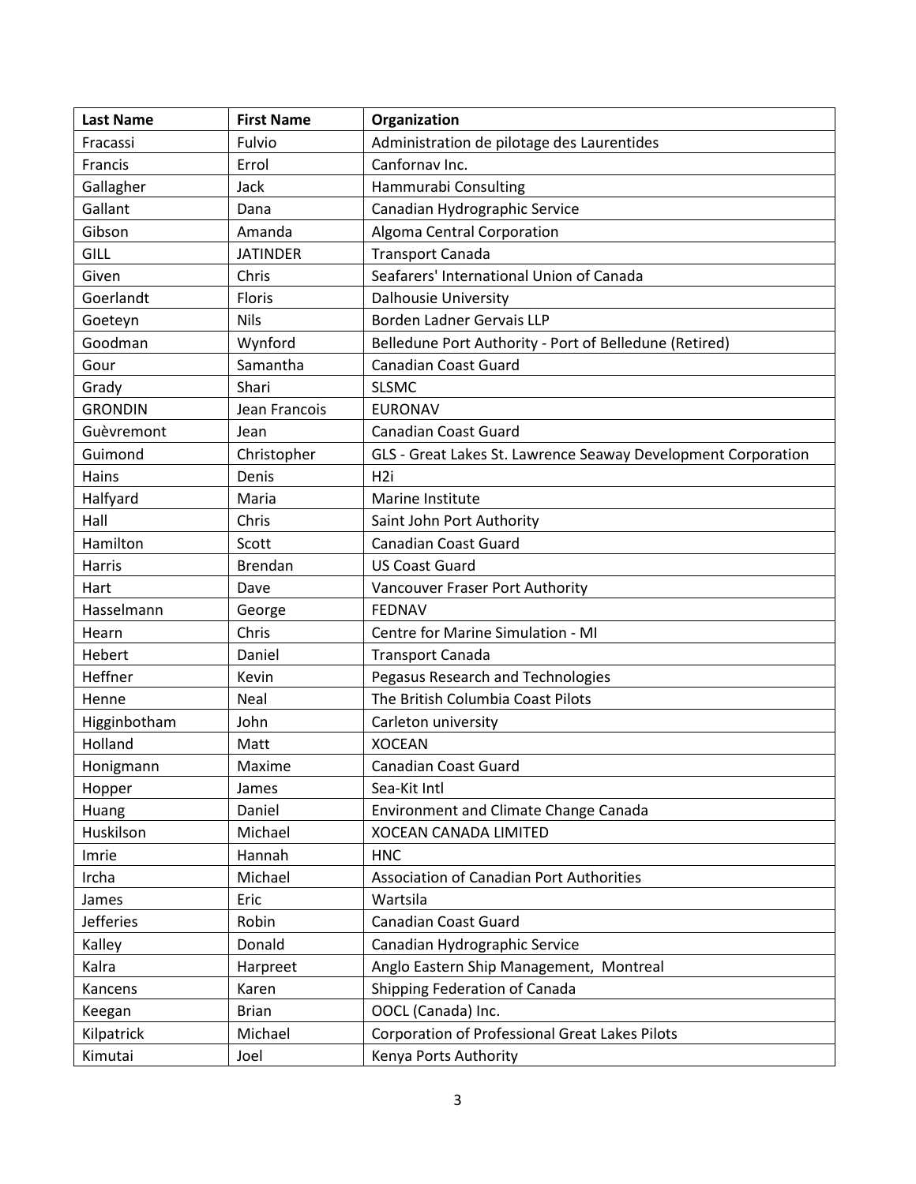| Last Name | First Name | Organization |
|---|---|---|
| Fracassi | Fulvio | Administration de pilotage des Laurentides |
| Francis | Errol | Canfornav Inc. |
| Gallagher | Jack | Hammurabi Consulting |
| Gallant | Dana | Canadian Hydrographic Service |
| Gibson | Amanda | Algoma Central Corporation |
| GILL | JATINDER | Transport Canada |
| Given | Chris | Seafarers' International Union of Canada |
| Goerlandt | Floris | Dalhousie University |
| Goeteyn | Nils | Borden Ladner Gervais LLP |
| Goodman | Wynford | Belledune Port Authority - Port of Belledune (Retired) |
| Gour | Samantha | Canadian Coast Guard |
| Grady | Shari | SLSMC |
| GRONDIN | Jean Francois | EURONAV |
| Guèvremont | Jean | Canadian Coast Guard |
| Guimond | Christopher | GLS - Great Lakes St. Lawrence Seaway Development Corporation |
| Hains | Denis | H2i |
| Halfyard | Maria | Marine Institute |
| Hall | Chris | Saint John Port Authority |
| Hamilton | Scott | Canadian Coast Guard |
| Harris | Brendan | US Coast Guard |
| Hart | Dave | Vancouver Fraser Port Authority |
| Hasselmann | George | FEDNAV |
| Hearn | Chris | Centre for Marine Simulation - MI |
| Hebert | Daniel | Transport Canada |
| Heffner | Kevin | Pegasus Research and Technologies |
| Henne | Neal | The British Columbia Coast Pilots |
| Higginbotham | John | Carleton university |
| Holland | Matt | XOCEAN |
| Honigmann | Maxime | Canadian Coast Guard |
| Hopper | James | Sea-Kit Intl |
| Huang | Daniel | Environment and Climate Change Canada |
| Huskilson | Michael | XOCEAN CANADA LIMITED |
| Imrie | Hannah | HNC |
| Ircha | Michael | Association of Canadian Port Authorities |
| James | Eric | Wartsila |
| Jefferies | Robin | Canadian Coast Guard |
| Kalley | Donald | Canadian Hydrographic Service |
| Kalra | Harpreet | Anglo Eastern Ship Management, Montreal |
| Kancens | Karen | Shipping Federation of Canada |
| Keegan | Brian | OOCL (Canada) Inc. |
| Kilpatrick | Michael | Corporation of Professional Great Lakes Pilots |
| Kimutai | Joel | Kenya Ports Authority |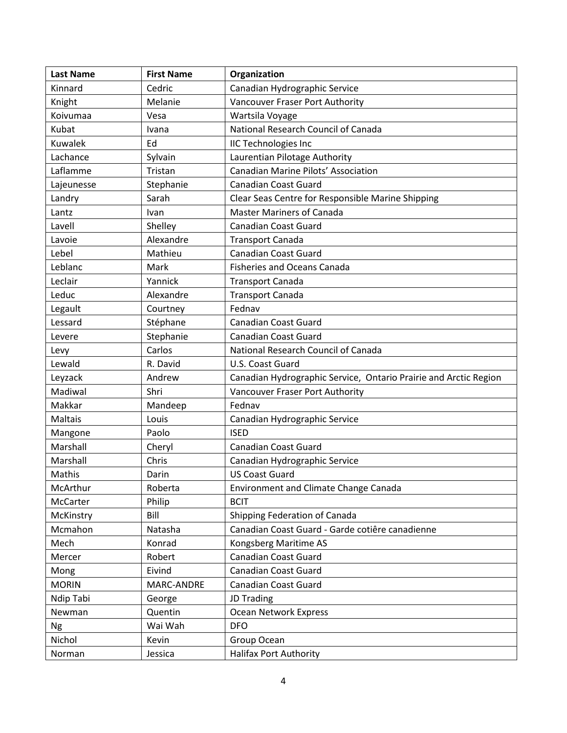| Last Name | First Name | Organization |
|---|---|---|
| Kinnard | Cedric | Canadian Hydrographic Service |
| Knight | Melanie | Vancouver Fraser Port Authority |
| Koivumaa | Vesa | Wartsila Voyage |
| Kubat | Ivana | National Research Council of Canada |
| Kuwalek | Ed | IIC Technologies Inc |
| Lachance | Sylvain | Laurentian Pilotage Authority |
| Laflamme | Tristan | Canadian Marine Pilots' Association |
| Lajeunesse | Stephanie | Canadian Coast Guard |
| Landry | Sarah | Clear Seas Centre for Responsible Marine Shipping |
| Lantz | Ivan | Master Mariners of Canada |
| Lavell | Shelley | Canadian Coast Guard |
| Lavoie | Alexandre | Transport Canada |
| Lebel | Mathieu | Canadian Coast Guard |
| Leblanc | Mark | Fisheries and Oceans Canada |
| Leclair | Yannick | Transport Canada |
| Leduc | Alexandre | Transport Canada |
| Legault | Courtney | Fednav |
| Lessard | Stéphane | Canadian Coast Guard |
| Levere | Stephanie | Canadian Coast Guard |
| Levy | Carlos | National Research Council of Canada |
| Lewald | R. David | U.S. Coast Guard |
| Leyzack | Andrew | Canadian Hydrographic Service, Ontario Prairie and Arctic Region |
| Madiwal | Shri | Vancouver Fraser Port Authority |
| Makkar | Mandeep | Fednav |
| Maltais | Louis | Canadian Hydrographic Service |
| Mangone | Paolo | ISED |
| Marshall | Cheryl | Canadian Coast Guard |
| Marshall | Chris | Canadian Hydrographic Service |
| Mathis | Darin | US Coast Guard |
| McArthur | Roberta | Environment and Climate Change Canada |
| McCarter | Philip | BCIT |
| McKinstry | Bill | Shipping Federation of Canada |
| Mcmahon | Natasha | Canadian Coast Guard - Garde cotiêre canadienne |
| Mech | Konrad | Kongsberg Maritime AS |
| Mercer | Robert | Canadian Coast Guard |
| Mong | Eivind | Canadian Coast Guard |
| MORIN | MARC-ANDRE | Canadian Coast Guard |
| Ndip Tabi | George | JD Trading |
| Newman | Quentin | Ocean Network Express |
| Ng | Wai Wah | DFO |
| Nichol | Kevin | Group Ocean |
| Norman | Jessica | Halifax Port Authority |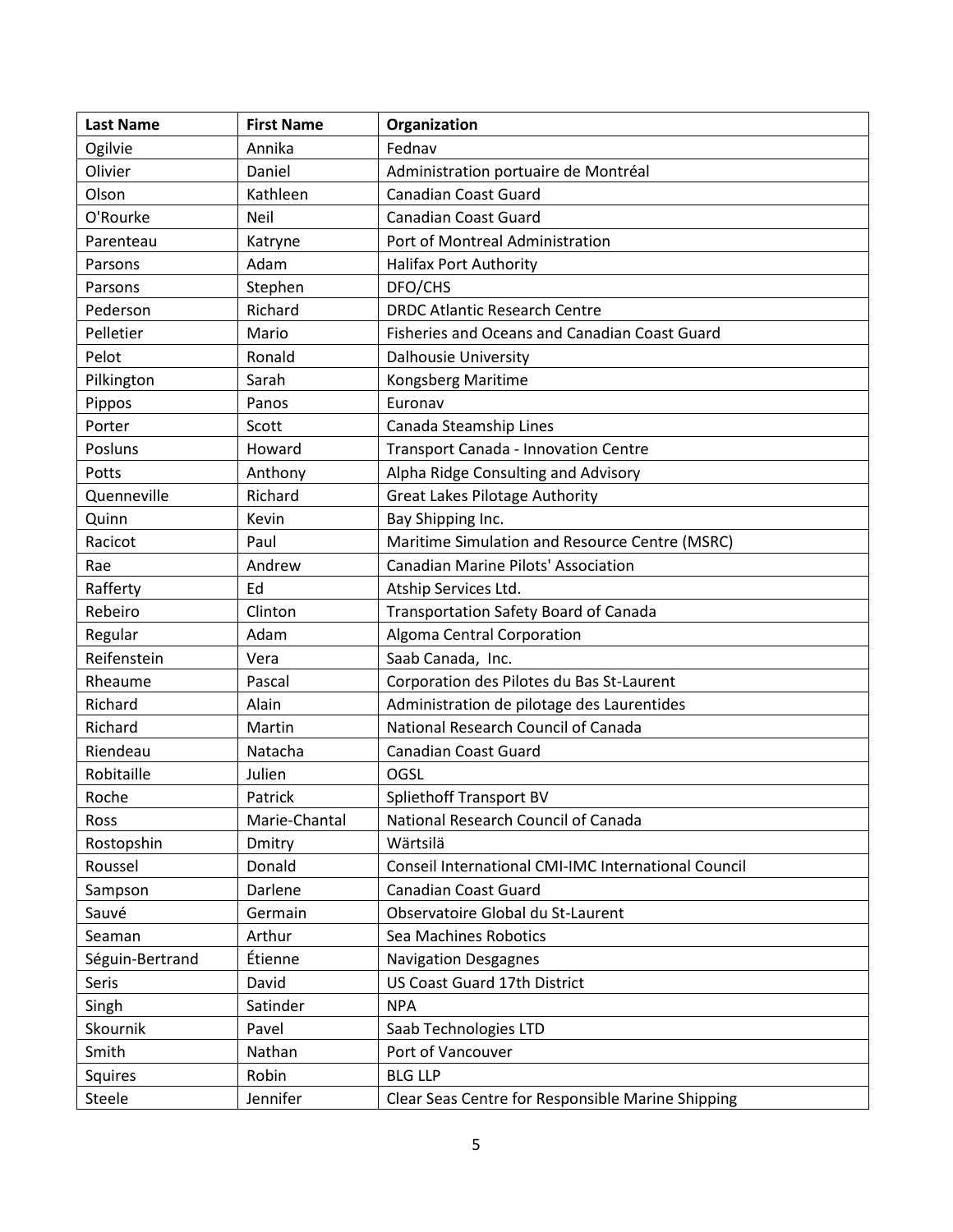| Last Name | First Name | Organization |
| --- | --- | --- |
| Ogilvie | Annika | Fednav |
| Olivier | Daniel | Administration portuaire de Montréal |
| Olson | Kathleen | Canadian Coast Guard |
| O'Rourke | Neil | Canadian Coast Guard |
| Parenteau | Katryne | Port of Montreal Administration |
| Parsons | Adam | Halifax Port Authority |
| Parsons | Stephen | DFO/CHS |
| Pederson | Richard | DRDC Atlantic Research Centre |
| Pelletier | Mario | Fisheries and Oceans and Canadian Coast Guard |
| Pelot | Ronald | Dalhousie University |
| Pilkington | Sarah | Kongsberg Maritime |
| Pippos | Panos | Euronav |
| Porter | Scott | Canada Steamship Lines |
| Posluns | Howard | Transport Canada - Innovation Centre |
| Potts | Anthony | Alpha Ridge Consulting and Advisory |
| Quenneville | Richard | Great Lakes Pilotage Authority |
| Quinn | Kevin | Bay Shipping Inc. |
| Racicot | Paul | Maritime Simulation and Resource Centre (MSRC) |
| Rae | Andrew | Canadian Marine Pilots' Association |
| Rafferty | Ed | Atship Services Ltd. |
| Rebeiro | Clinton | Transportation Safety Board of Canada |
| Regular | Adam | Algoma Central Corporation |
| Reifenstein | Vera | Saab Canada, Inc. |
| Rheaume | Pascal | Corporation des Pilotes du Bas St-Laurent |
| Richard | Alain | Administration de pilotage des Laurentides |
| Richard | Martin | National Research Council of Canada |
| Riendeau | Natacha | Canadian Coast Guard |
| Robitaille | Julien | OGSL |
| Roche | Patrick | Spliethoff Transport BV |
| Ross | Marie-Chantal | National Research Council of Canada |
| Rostopshin | Dmitry | Wärtsilä |
| Roussel | Donald | Conseil International CMI-IMC International Council |
| Sampson | Darlene | Canadian Coast Guard |
| Sauvé | Germain | Observatoire Global du St-Laurent |
| Seaman | Arthur | Sea Machines Robotics |
| Séguin-Bertrand | Étienne | Navigation Desgagnes |
| Seris | David | US Coast Guard 17th District |
| Singh | Satinder | NPA |
| Skournik | Pavel | Saab Technologies LTD |
| Smith | Nathan | Port of Vancouver |
| Squires | Robin | BLG LLP |
| Steele | Jennifer | Clear Seas Centre for Responsible Marine Shipping |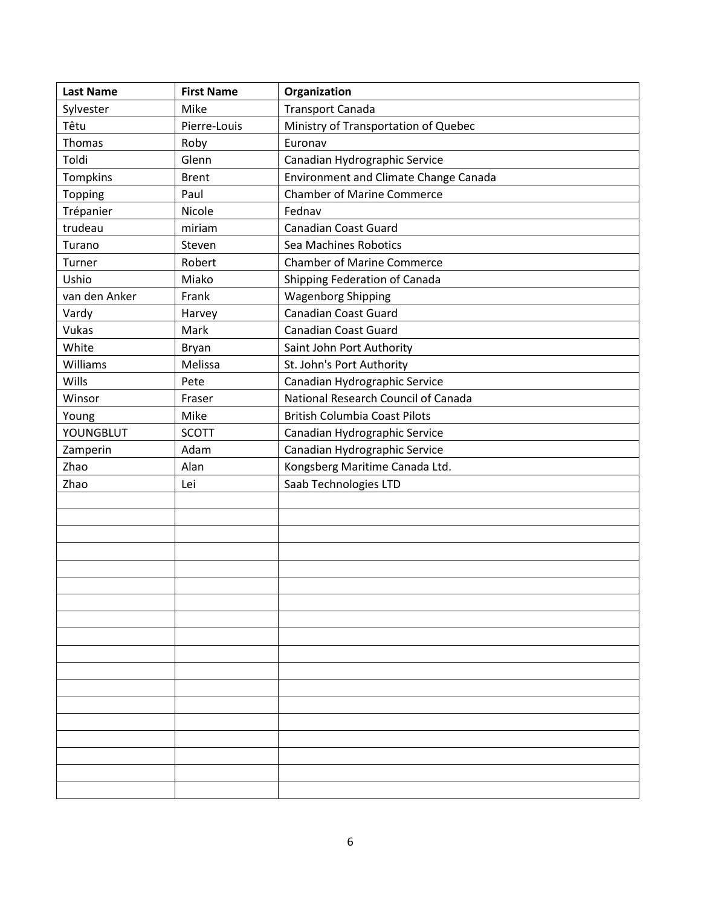| Last Name | First Name | Organization |
| --- | --- | --- |
| Sylvester | Mike | Transport Canada |
| Têtu | Pierre-Louis | Ministry of Transportation of Quebec |
| Thomas | Roby | Euronav |
| Toldi | Glenn | Canadian Hydrographic Service |
| Tompkins | Brent | Environment and Climate Change Canada |
| Topping | Paul | Chamber of Marine Commerce |
| Trépanier | Nicole | Fednav |
| trudeau | miriam | Canadian Coast Guard |
| Turano | Steven | Sea Machines Robotics |
| Turner | Robert | Chamber of Marine Commerce |
| Ushio | Miako | Shipping Federation of Canada |
| van den Anker | Frank | Wagenborg Shipping |
| Vardy | Harvey | Canadian Coast Guard |
| Vukas | Mark | Canadian Coast Guard |
| White | Bryan | Saint John Port Authority |
| Williams | Melissa | St. John's Port Authority |
| Wills | Pete | Canadian Hydrographic Service |
| Winsor | Fraser | National Research Council of Canada |
| Young | Mike | British Columbia Coast Pilots |
| YOUNGBLUT | SCOTT | Canadian Hydrographic Service |
| Zamperin | Adam | Canadian Hydrographic Service |
| Zhao | Alan | Kongsberg Maritime Canada Ltd. |
| Zhao | Lei | Saab Technologies LTD |
| | | |
| | | |
| | | |
| | | |
| | | |
| | | |
| | | |
| | | |
| | | |
| | | |
| | | |
| | | |
| | | |
| | | |
| | | |
| | | |
| | | |
| | | |